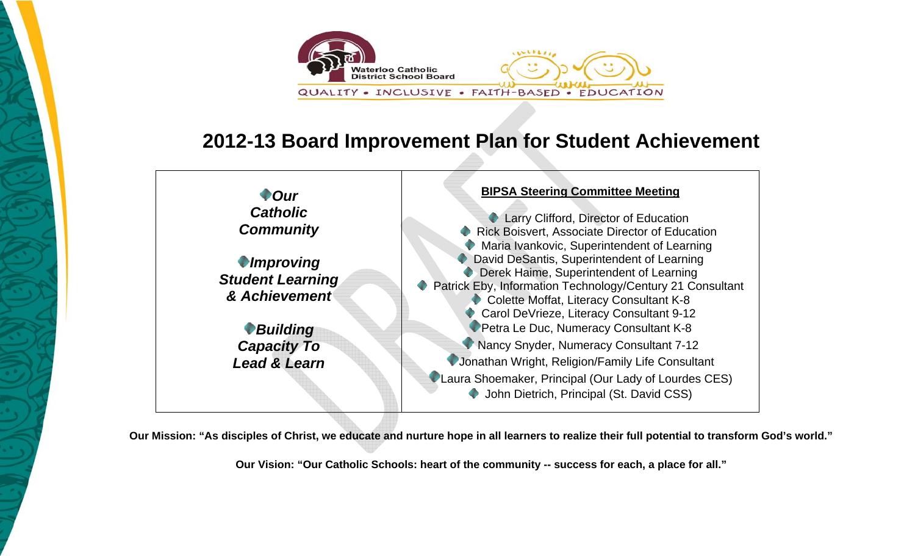Waterloo Catholic District School Board

QUALITY • INCLUSIVE • FAITH-BASED • EDUCATION

# 2012-13 Board Improvement Plan for Student Achievement

| | |
|---|---|
| ***Our Catholic Community*** <br><br> ***Improving Student Learning & Achievement*** <br><br> ***Building Capacity To Lead & Learn*** | **BIPSA Steering Committee Meeting** <br><br> Larry Clifford, Director of Education <br> Rick Boisvert, Associate Director of Education <br> Maria Ivankovic, Superintendent of Learning <br> David DeSantis, Superintendent of Learning <br> Derek Haime, Superintendent of Learning <br> Patrick Eby, Information Technology/Century 21 Consultant <br> Colette Moffat, Literacy Consultant K-8 <br> Carol DeVrieze, Literacy Consultant 9-12 <br> Petra Le Duc, Numeracy Consultant K-8 <br> Nancy Snyder, Numeracy Consultant 7-12 <br> Jonathan Wright, Religion/Family Life Consultant <br> Laura Shoemaker, Principal (Our Lady of Lourdes CES) <br> John Dietrich, Principal (St. David CSS) |

**Our Mission: "As disciples of Christ, we educate and nurture hope in all learners to realize their full potential to transform God's world."**

**Our Vision: "Our Catholic Schools: heart of the community -- success for each, a place for all."**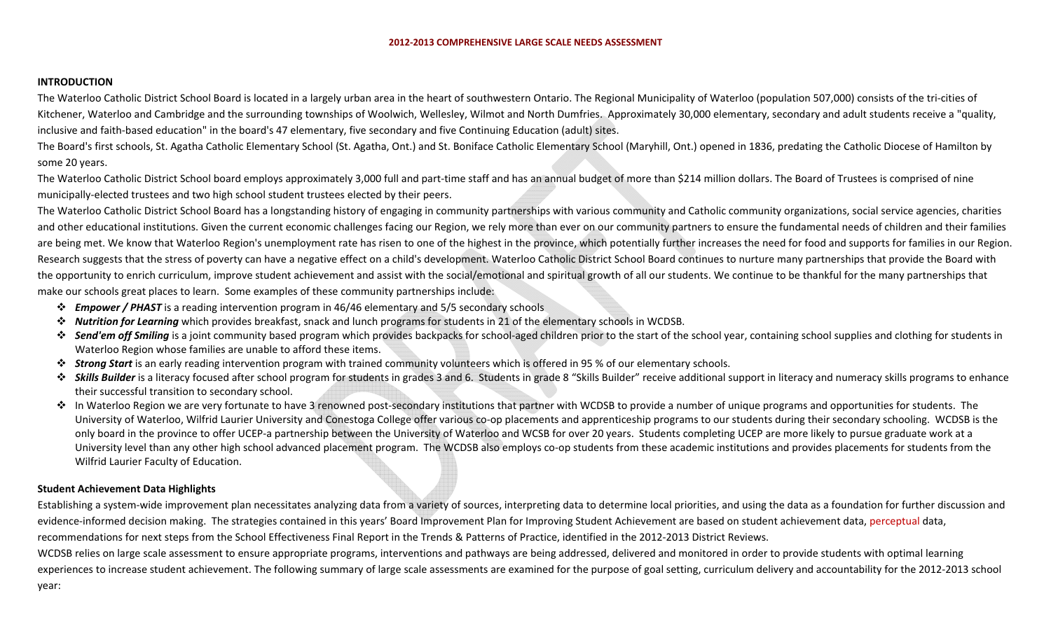**2012-2013 COMPREHENSIVE LARGE SCALE NEEDS ASSESSMENT**

## INTRODUCTION

The Waterloo Catholic District School Board is located in a largely urban area in the heart of southwestern Ontario. The Regional Municipality of Waterloo (population 507,000) consists of the tri-cities of Kitchener, Waterloo and Cambridge and the surrounding townships of Woolwich, Wellesley, Wilmot and North Dumfries. Approximately 30,000 elementary, secondary and adult students receive a "quality, inclusive and faith-based education" in the board's 47 elementary, five secondary and five Continuing Education (adult) sites.

The Board's first schools, St. Agatha Catholic Elementary School (St. Agatha, Ont.) and St. Boniface Catholic Elementary School (Maryhill, Ont.) opened in 1836, predating the Catholic Diocese of Hamilton by some 20 years.

The Waterloo Catholic District School board employs approximately 3,000 full and part-time staff and has an annual budget of more than $214 million dollars. The Board of Trustees is comprised of nine municipally-elected trustees and two high school student trustees elected by their peers.

The Waterloo Catholic District School Board has a longstanding history of engaging in community partnerships with various community and Catholic community organizations, social service agencies, charities and other educational institutions. Given the current economic challenges facing our Region, we rely more than ever on our community partners to ensure the fundamental needs of children and their families are being met. We know that Waterloo Region's unemployment rate has risen to one of the highest in the province, which potentially further increases the need for food and supports for families in our Region. Research suggests that the stress of poverty can have a negative effect on a child's development. Waterloo Catholic District School Board continues to nurture many partnerships that provide the Board with the opportunity to enrich curriculum, improve student achievement and assist with the social/emotional and spiritual growth of all our students. We continue to be thankful for the many partnerships that make our schools great places to learn. Some examples of these community partnerships include:

- ***Empower / PHAST*** is a reading intervention program in 46/46 elementary and 5/5 secondary schools
- ***Nutrition for Learning*** which provides breakfast, snack and lunch programs for students in 21 of the elementary schools in WCDSB.
- ***Send'em off Smiling*** is a joint community based program which provides backpacks for school-aged children prior to the start of the school year, containing school supplies and clothing for students in Waterloo Region whose families are unable to afford these items.
- ***Strong Start*** is an early reading intervention program with trained community volunteers which is offered in 95 % of our elementary schools.
- ***Skills Builder*** is a literacy focused after school program for students in grades 3 and 6. Students in grade 8 "Skills Builder" receive additional support in literacy and numeracy skills programs to enhance their successful transition to secondary school.
- In Waterloo Region we are very fortunate to have 3 renowned post-secondary institutions that partner with WCDSB to provide a number of unique programs and opportunities for students. The University of Waterloo, Wilfrid Laurier University and Conestoga College offer various co-op placements and apprenticeship programs to our students during their secondary schooling. WCDSB is the only board in the province to offer UCEP-a partnership between the University of Waterloo and WCSB for over 20 years. Students completing UCEP are more likely to pursue graduate work at a University level than any other high school advanced placement program. The WCDSB also employs co-op students from these academic institutions and provides placements for students from the Wilfrid Laurier Faculty of Education.

### Student Achievement Data Highlights

Establishing a system-wide improvement plan necessitates analyzing data from a variety of sources, interpreting data to determine local priorities, and using the data as a foundation for further discussion and evidence-informed decision making. The strategies contained in this years' Board Improvement Plan for Improving Student Achievement are based on student achievement data, perceptual data, recommendations for next steps from the School Effectiveness Final Report in the Trends & Patterns of Practice, identified in the 2012-2013 District Reviews.

WCDSB relies on large scale assessment to ensure appropriate programs, interventions and pathways are being addressed, delivered and monitored in order to provide students with optimal learning experiences to increase student achievement. The following summary of large scale assessments are examined for the purpose of goal setting, curriculum delivery and accountability for the 2012-2013 school year: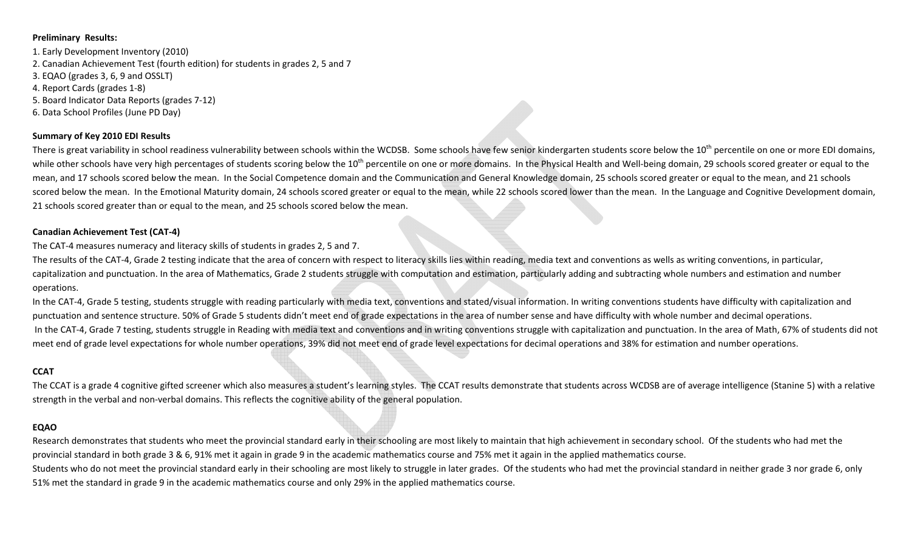**Preliminary Results:**

1. Early Development Inventory (2010)
2. Canadian Achievement Test (fourth edition) for students in grades 2, 5 and 7
3. EQAO (grades 3, 6, 9 and OSSLT)
4. Report Cards (grades 1-8)
5. Board Indicator Data Reports (grades 7-12)
6. Data School Profiles (June PD Day)

**Summary of Key 2010 EDI Results**

There is great variability in school readiness vulnerability between schools within the WCDSB. Some schools have few senior kindergarten students score below the 10th percentile on one or more EDI domains, while other schools have very high percentages of students scoring below the 10th percentile on one or more domains. In the Physical Health and Well-being domain, 29 schools scored greater or equal to the mean, and 17 schools scored below the mean. In the Social Competence domain and the Communication and General Knowledge domain, 25 schools scored greater or equal to the mean, and 21 schools scored below the mean. In the Emotional Maturity domain, 24 schools scored greater or equal to the mean, while 22 schools scored lower than the mean. In the Language and Cognitive Development domain, 21 schools scored greater than or equal to the mean, and 25 schools scored below the mean.

**Canadian Achievement Test (CAT-4)**

The CAT-4 measures numeracy and literacy skills of students in grades 2, 5 and 7.

The results of the CAT-4, Grade 2 testing indicate that the area of concern with respect to literacy skills lies within reading, media text and conventions as wells as writing conventions, in particular, capitalization and punctuation. In the area of Mathematics, Grade 2 students struggle with computation and estimation, particularly adding and subtracting whole numbers and estimation and number operations.

In the CAT-4, Grade 5 testing, students struggle with reading particularly with media text, conventions and stated/visual information. In writing conventions students have difficulty with capitalization and punctuation and sentence structure. 50% of Grade 5 students didn't meet end of grade expectations in the area of number sense and have difficulty with whole number and decimal operations.

In the CAT-4, Grade 7 testing, students struggle in Reading with media text and conventions and in writing conventions struggle with capitalization and punctuation. In the area of Math, 67% of students did not meet end of grade level expectations for whole number operations, 39% did not meet end of grade level expectations for decimal operations and 38% for estimation and number operations.

**CCAT**

The CCAT is a grade 4 cognitive gifted screener which also measures a student's learning styles. The CCAT results demonstrate that students across WCDSB are of average intelligence (Stanine 5) with a relative strength in the verbal and non-verbal domains. This reflects the cognitive ability of the general population.

**EQAO**

Research demonstrates that students who meet the provincial standard early in their schooling are most likely to maintain that high achievement in secondary school. Of the students who had met the provincial standard in both grade 3 & 6, 91% met it again in grade 9 in the academic mathematics course and 75% met it again in the applied mathematics course.

Students who do not meet the provincial standard early in their schooling are most likely to struggle in later grades. Of the students who had met the provincial standard in neither grade 3 nor grade 6, only 51% met the standard in grade 9 in the academic mathematics course and only 29% in the applied mathematics course.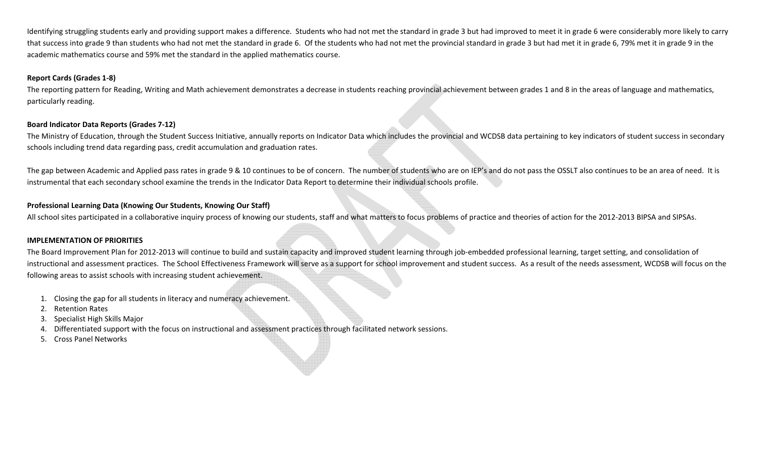Identifying struggling students early and providing support makes a difference. Students who had not met the standard in grade 3 but had improved to meet it in grade 6 were considerably more likely to carry that success into grade 9 than students who had not met the standard in grade 6. Of the students who had not met the provincial standard in grade 3 but had met it in grade 6, 79% met it in grade 9 in the academic mathematics course and 59% met the standard in the applied mathematics course.

**Report Cards (Grades 1-8)**

The reporting pattern for Reading, Writing and Math achievement demonstrates a decrease in students reaching provincial achievement between grades 1 and 8 in the areas of language and mathematics, particularly reading.

**Board Indicator Data Reports (Grades 7-12)**

The Ministry of Education, through the Student Success Initiative, annually reports on Indicator Data which includes the provincial and WCDSB data pertaining to key indicators of student success in secondary schools including trend data regarding pass, credit accumulation and graduation rates.

The gap between Academic and Applied pass rates in grade 9 & 10 continues to be of concern. The number of students who are on IEP's and do not pass the OSSLT also continues to be an area of need. It is instrumental that each secondary school examine the trends in the Indicator Data Report to determine their individual schools profile.

**Professional Learning Data (Knowing Our Students, Knowing Our Staff)**

All school sites participated in a collaborative inquiry process of knowing our students, staff and what matters to focus problems of practice and theories of action for the 2012-2013 BIPSA and SIPSAs.

**IMPLEMENTATION OF PRIORITIES**

The Board Improvement Plan for 2012-2013 will continue to build and sustain capacity and improved student learning through job-embedded professional learning, target setting, and consolidation of instructional and assessment practices. The School Effectiveness Framework will serve as a support for school improvement and student success. As a result of the needs assessment, WCDSB will focus on the following areas to assist schools with increasing student achievement.

1. Closing the gap for all students in literacy and numeracy achievement.
2. Retention Rates
3. Specialist High Skills Major
4. Differentiated support with the focus on instructional and assessment practices through facilitated network sessions.
5. Cross Panel Networks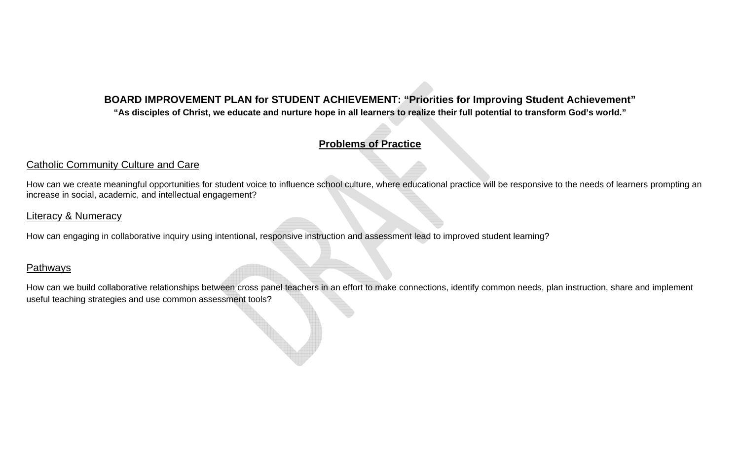**BOARD IMPROVEMENT PLAN for STUDENT ACHIEVEMENT: "Priorities for Improving Student Achievement"**

**"As disciples of Christ, we educate and nurture hope in all learners to realize their full potential to transform God's world."**

## Problems of Practice

### Catholic Community Culture and Care

How can we create meaningful opportunities for student voice to influence school culture, where educational practice will be responsive to the needs of learners prompting an increase in social, academic, and intellectual engagement?

### Literacy & Numeracy

How can engaging in collaborative inquiry using intentional, responsive instruction and assessment lead to improved student learning?

### Pathways

How can we build collaborative relationships between cross panel teachers in an effort to make connections, identify common needs, plan instruction, share and implement useful teaching strategies and use common assessment tools?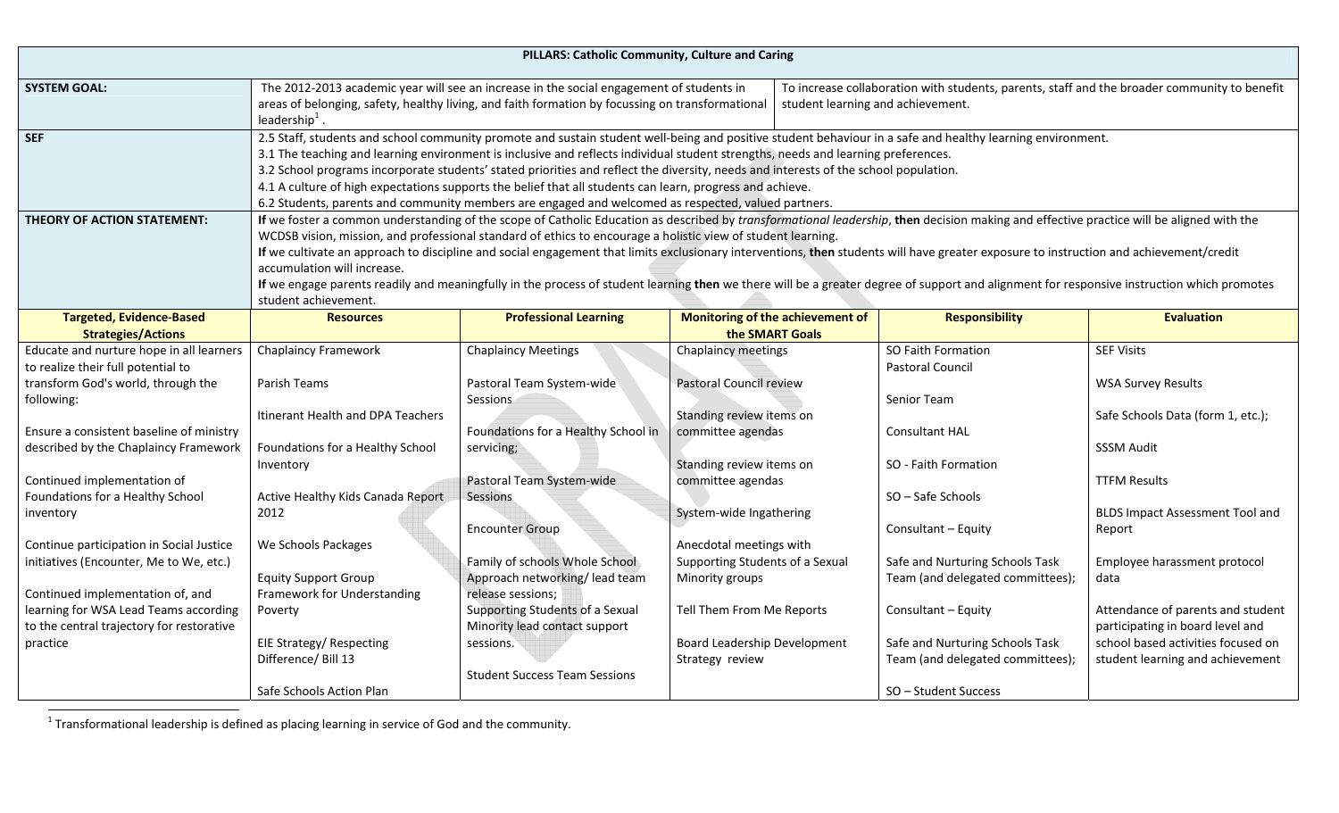| PILLARS: Catholic Community, Culture and Caring | | | | | |
|---|---|---|---|---|---|
| **SYSTEM GOAL:** | The 2012-2013 academic year will see an increase in the social engagement of students in areas of belonging, safety, healthy living, and faith formation by focussing on transformational leadership[1]. | | To increase collaboration with students, parents, staff and the broader community to benefit student learning and achievement. | | |
| **SEF** | 2.5 Staff, students and school community promote and sustain student well-being and positive student behaviour in a safe and healthy learning environment.<br>3.1 The teaching and learning environment is inclusive and reflects individual student strengths, needs and learning preferences.<br>3.2 School programs incorporate students' stated priorities and reflect the diversity, needs and interests of the school population.<br>4.1 A culture of high expectations supports the belief that all students can learn, progress and achieve.<br>6.2 Students, parents and community members are engaged and welcomed as respected, valued partners. | | | | |
| **THEORY OF ACTION STATEMENT:** | **If** we foster a common understanding of the scope of Catholic Education as described by *transformational leadership*, **then** decision making and effective practice will be aligned with the WCDSB vision, mission, and professional standard of ethics to encourage a holistic view of student learning.<br>**If** we cultivate an approach to discipline and social engagement that limits exclusionary interventions, **then** students will have greater exposure to instruction and achievement/credit accumulation will increase.<br>**If** we engage parents readily and meaningfully in the process of student learning **then** we there will be a greater degree of support and alignment for responsive instruction which promotes student achievement. | | | | |
| **Targeted, Evidence-Based Strategies/Actions** | **Resources** | **Professional Learning** | **Monitoring of the achievement of the SMART Goals** | **Responsibility** | **Evaluation** |
| Educate and nurture hope in all learners to realize their full potential to transform God's world, through the following:<br><br>Ensure a consistent baseline of ministry described by the Chaplaincy Framework<br><br>Continued implementation of Foundations for a Healthy School inventory<br><br>Continue participation in Social Justice initiatives (Encounter, Me to We, etc.)<br><br>Continued implementation of, and learning for WSA Lead Teams according to the central trajectory for restorative practice | Chaplaincy Framework<br><br>Parish Teams<br><br>Itinerant Health and DPA Teachers<br><br>Foundations for a Healthy School Inventory<br><br>Active Healthy Kids Canada Report 2012<br><br>We Schools Packages<br><br>Equity Support Group<br>Framework for Understanding Poverty<br><br>EIE Strategy/ Respecting Difference/ Bill 13<br><br>Safe Schools Action Plan | Chaplaincy Meetings<br><br>Pastoral Team System-wide Sessions<br><br>Foundations for a Healthy School in servicing;<br><br>Pastoral Team System-wide Sessions<br><br>Encounter Group<br><br>Family of schools Whole School Approach networking/ lead team release sessions;<br>Supporting Students of a Sexual Minority lead contact support sessions.<br><br>Student Success Team Sessions | Chaplaincy meetings<br><br>Pastoral Council review<br><br>Standing review items on committee agendas<br><br>Standing review items on committee agendas<br><br>System-wide Ingathering<br><br>Anecdotal meetings with Supporting Students of a Sexual Minority groups<br><br>Tell Them From Me Reports<br><br>Board Leadership Development Strategy review | SO Faith Formation<br>Pastoral Council<br><br>Senior Team<br><br>Consultant HAL<br><br>SO - Faith Formation<br><br>SO – Safe Schools<br><br>Consultant – Equity<br><br>Safe and Nurturing Schools Task Team (and delegated committees);<br><br>Consultant – Equity<br><br>Safe and Nurturing Schools Task Team (and delegated committees);<br><br>SO – Student Success | SEF Visits<br><br>WSA Survey Results<br><br>Safe Schools Data (form 1, etc.);<br><br>SSSM Audit<br><br>TTFM Results<br><br>BLDS Impact Assessment Tool and Report<br><br>Employee harassment protocol data<br><br>Attendance of parents and student participating in board level and school based activities focused on student learning and achievement |

[1] Transformational leadership is defined as placing learning in service of God and the community.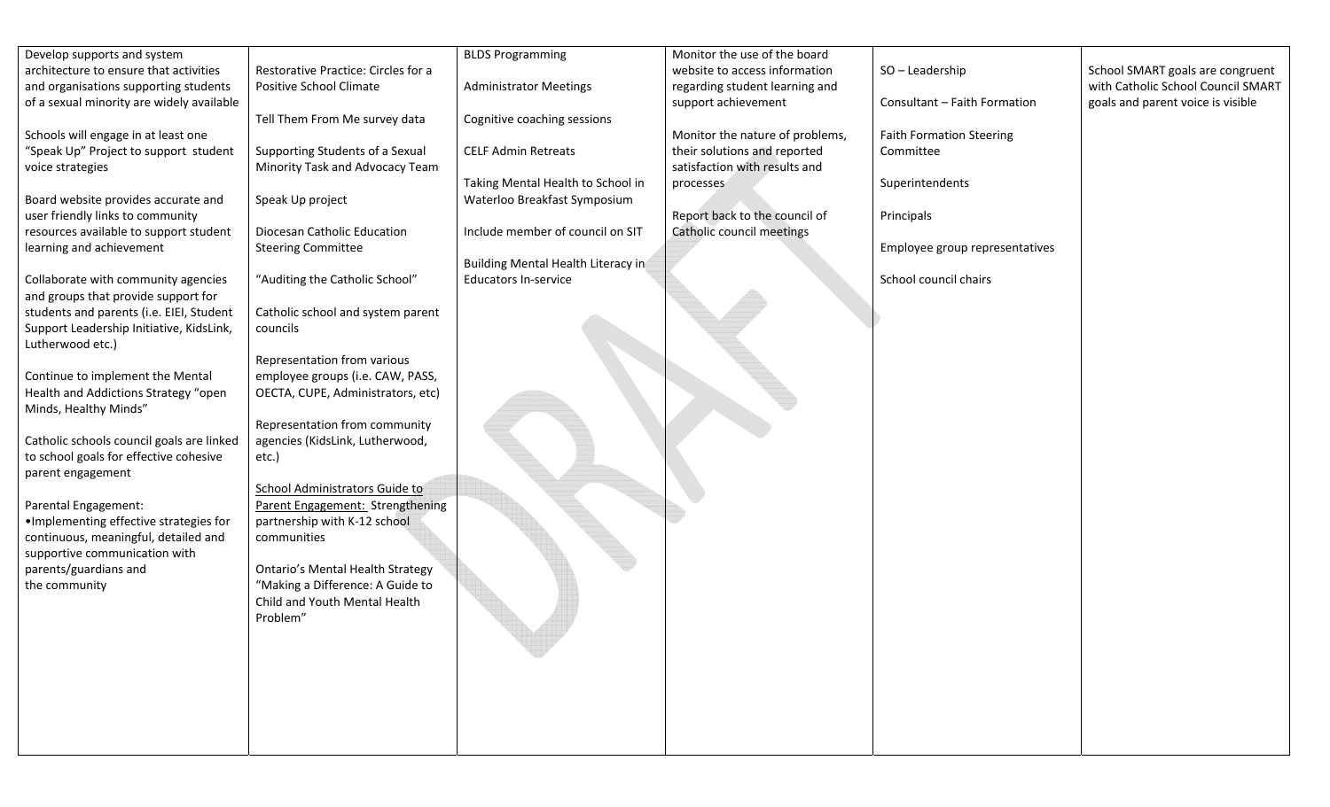| | | | | | |
|---|---|---|---|---|---|
| Develop supports and system architecture to ensure that activities and organisations supporting students of a sexual minority are widely available<br><br>Schools will engage in at least one "Speak Up" Project to support student voice strategies<br><br>Board website provides accurate and user friendly links to community resources available to support student learning and achievement<br><br>Collaborate with community agencies and groups that provide support for students and parents (i.e. EIEI, Student Support Leadership Initiative, KidsLink, Lutherwood etc.)<br><br>Continue to implement the Mental Health and Addictions Strategy "open Minds, Healthy Minds"<br><br>Catholic schools council goals are linked to school goals for effective cohesive parent engagement<br><br>Parental Engagement:<br>•Implementing effective strategies for continuous, meaningful, detailed and supportive communication with parents/guardians and the community | Restorative Practice: Circles for a Positive School Climate<br><br>Tell Them From Me survey data<br><br>Supporting Students of a Sexual Minority Task and Advocacy Team<br><br>Speak Up project<br><br>Diocesan Catholic Education Steering Committee<br><br>"Auditing the Catholic School"<br><br>Catholic school and system parent councils<br><br>Representation from various employee groups (i.e. CAW, PASS, OECTA, CUPE, Administrators, etc)<br><br>Representation from community agencies (KidsLink, Lutherwood, etc.)<br><br>School Administrators Guide to Parent Engagement: Strengthening partnership with K-12 school communities<br><br>Ontario's Mental Health Strategy "Making a Difference: A Guide to Child and Youth Mental Health Problem" | BLDS Programming<br><br>Administrator Meetings<br><br>Cognitive coaching sessions<br><br>CELF Admin Retreats<br><br>Taking Mental Health to School in Waterloo Breakfast Symposium<br><br>Include member of council on SIT<br><br>Building Mental Health Literacy in Educators In-service | Monitor the use of the board website to access information regarding student learning and support achievement<br><br>Monitor the nature of problems, their solutions and reported satisfaction with results and processes<br><br>Report back to the council of Catholic council meetings | SO – Leadership<br><br>Consultant – Faith Formation<br><br>Faith Formation Steering Committee<br><br>Superintendents<br><br>Principals<br><br>Employee group representatives<br><br>School council chairs | School SMART goals are congruent with Catholic School Council SMART goals and parent voice is visible |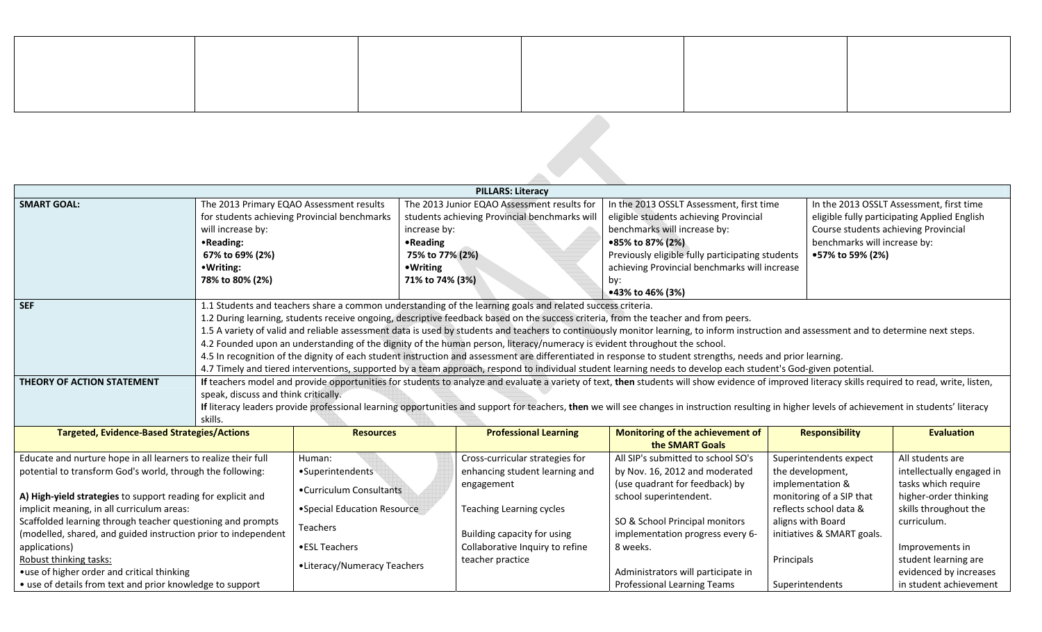| | | | | | |
|---|---|---|---|---|---|
| | | | | | |

| PILLARS: Literacy | | | | |
|---|---|---|---|---|
| **SMART GOAL:** | The 2013 Primary EQAO Assessment results for students achieving Provincial benchmarks will increase by:<br>•**Reading:**<br>**67% to 69% (2%)**<br>•**Writing:**<br>**78% to 80% (2%)** | The 2013 Junior EQAO Assessment results for students achieving Provincial benchmarks will increase by:<br>•**Reading**<br>**75% to 77% (2%)**<br>•**Writing**<br>**71% to 74% (3%)** | In the 2013 OSSLT Assessment, first time eligible students achieving Provincial benchmarks will increase by:<br>•**85% to 87% (2%)**<br>Previously eligible fully participating students achieving Provincial benchmarks will increase by:<br>•**43% to 46% (3%)** | In the 2013 OSSLT Assessment, first time eligible fully participating Applied English Course students achieving Provincial benchmarks will increase by:<br>•**57% to 59% (2%)** |
| **SEF** | 1.1 Students and teachers share a common understanding of the learning goals and related success criteria.<br>1.2 During learning, students receive ongoing, descriptive feedback based on the success criteria, from the teacher and from peers.<br>1.5 A variety of valid and reliable assessment data is used by students and teachers to continuously monitor learning, to inform instruction and assessment and to determine next steps.<br>4.2 Founded upon an understanding of the dignity of the human person, literacy/numeracy is evident throughout the school.<br>4.5 In recognition of the dignity of each student instruction and assessment are differentiated in response to student strengths, needs and prior learning.<br>4.7 Timely and tiered interventions, supported by a team approach, respond to individual student learning needs to develop each student's God-given potential. | | | |
| **THEORY OF ACTION STATEMENT** | **If** teachers model and provide opportunities for students to analyze and evaluate a variety of text, **then** students will show evidence of improved literacy skills required to read, write, listen, speak, discuss and think critically.<br>**If** literacy leaders provide professional learning opportunities and support for teachers, **then** we will see changes in instruction resulting in higher levels of achievement in students' literacy skills. | | | |

| Targeted, Evidence-Based Strategies/Actions | Resources | Professional Learning | Monitoring of the achievement of the SMART Goals | Responsibility | Evaluation |
|---|---|---|---|---|---|
| Educate and nurture hope in all learners to realize their full potential to transform God's world, through the following:<br><br>**A) High-yield strategies** to support reading for explicit and implicit meaning, in all curriculum areas:<br>Scaffolded learning through teacher questioning and prompts (modelled, shared, and guided instruction prior to independent applications)<br>Robust thinking tasks:<br>•use of higher order and critical thinking<br>• use of details from text and prior knowledge to support | Human:<br>•Superintendents<br>•Curriculum Consultants<br>•Special Education Resource Teachers<br>•ESL Teachers<br>•Literacy/Numeracy Teachers | Cross-curricular strategies for enhancing student learning and engagement<br><br>Teaching Learning cycles<br><br>Building capacity for using Collaborative Inquiry to refine teacher practice | All SIP's submitted to school SO's by Nov. 16, 2012 and moderated (use quadrant for feedback) by school superintendent.<br><br>SO & School Principal monitors implementation progress every 6-8 weeks.<br><br>Administrators will participate in Professional Learning Teams | Superintendents expect the development, implementation & monitoring of a SIP that reflects school data & aligns with Board initiatives & SMART goals.<br><br>Principals<br><br>Superintendents | All students are intellectually engaged in tasks which require higher-order thinking skills throughout the curriculum.<br><br>Improvements in student learning are evidenced by increases in student achievement |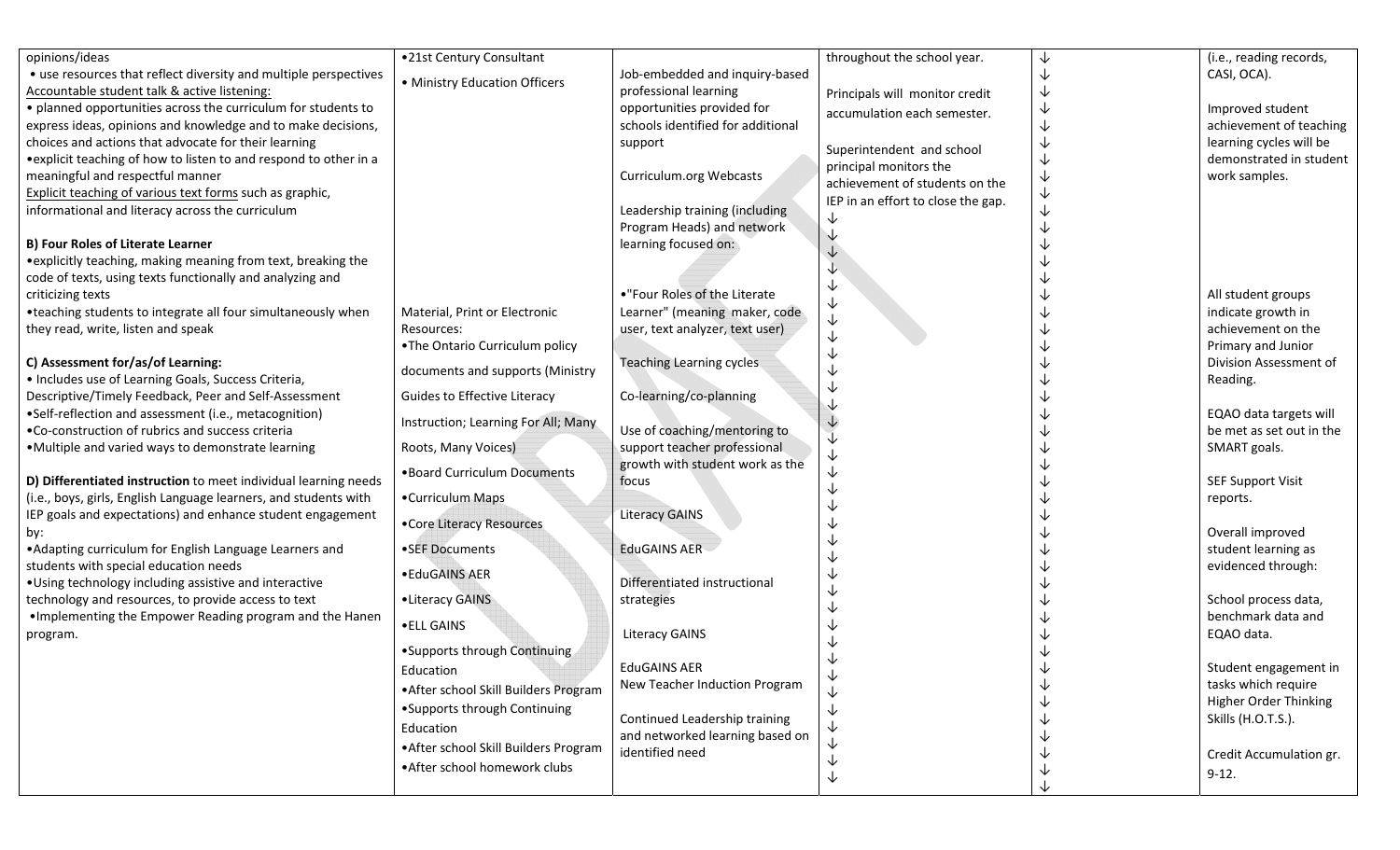| | | | | | |
|---|---|---|---|---|---|
| opinions/ideas<br>• use resources that reflect diversity and multiple perspectives<br>Accountable student talk & active listening:<br>• planned opportunities across the curriculum for students to express ideas, opinions and knowledge and to make decisions, choices and actions that advocate for their learning<br>•explicit teaching of how to listen to and respond to other in a meaningful and respectful manner<br>Explicit teaching of various text forms such as graphic, informational and literacy across the curriculum<br><br>**B) Four Roles of Literate Learner**<br>•explicitly teaching, making meaning from text, breaking the code of texts, using texts functionally and analyzing and criticizing texts<br>•teaching students to integrate all four simultaneously when they read, write, listen and speak<br><br>**C) Assessment for/as/of Learning:**<br>• Includes use of Learning Goals, Success Criteria, Descriptive/Timely Feedback, Peer and Self-Assessment<br>•Self-reflection and assessment (i.e., metacognition)<br>•Co-construction of rubrics and success criteria<br>•Multiple and varied ways to demonstrate learning<br><br>**D) Differentiated instruction** to meet individual learning needs (i.e., boys, girls, English Language learners, and students with IEP goals and expectations) and enhance student engagement by:<br>•Adapting curriculum for English Language Learners and students with special education needs<br>•Using technology including assistive and interactive technology and resources, to provide access to text<br>•Implementing the Empower Reading program and the Hanen program. | •21st Century Consultant<br><br>• Ministry Education Officers<br><br>Material, Print or Electronic Resources:<br>•The Ontario Curriculum policy documents and supports (Ministry Guides to Effective Literacy Instruction; Learning For All; Many Roots, Many Voices)<br>•Board Curriculum Documents<br>•Curriculum Maps<br>•Core Literacy Resources<br>•SEF Documents<br>•EduGAINS AER<br>•Literacy GAINS<br>•ELL GAINS<br>•Supports through Continuing Education<br>•After school Skill Builders Program<br>•Supports through Continuing Education<br>•After school Skill Builders Program<br>•After school homework clubs | Job-embedded and inquiry-based professional learning opportunities provided for schools identified for additional support<br><br>Curriculum.org Webcasts<br><br>Leadership training (including Program Heads) and network learning focused on:<br><br>•"Four Roles of the Literate Learner" (meaning maker, code user, text analyzer, text user)<br><br>Teaching Learning cycles<br><br>Co-learning/co-planning<br><br>Use of coaching/mentoring to support teacher professional growth with student work as the focus<br><br>Literacy GAINS<br><br>EduGAINS AER<br><br>Differentiated instructional strategies<br><br>Literacy GAINS<br><br>EduGAINS AER<br>New Teacher Induction Program<br><br>Continued Leadership training and networked learning based on identified need | throughout the school year.<br><br>Principals will monitor credit accumulation each semester.<br><br>Superintendent and school principal monitors the achievement of students on the IEP in an effort to close the gap.<br>↓ | ↓ | (i.e., reading records, CASI, OCA).<br><br>Improved student achievement of teaching learning cycles will be demonstrated in student work samples.<br><br>All student groups indicate growth in achievement on the Primary and Junior Division Assessment of Reading.<br><br>EQAO data targets will be met as set out in the SMART goals.<br><br>SEF Support Visit reports.<br><br>Overall improved student learning as evidenced through:<br><br>School process data, benchmark data and EQAO data.<br><br>Student engagement in tasks which require Higher Order Thinking Skills (H.O.T.S.).<br><br>Credit Accumulation gr. 9-12. |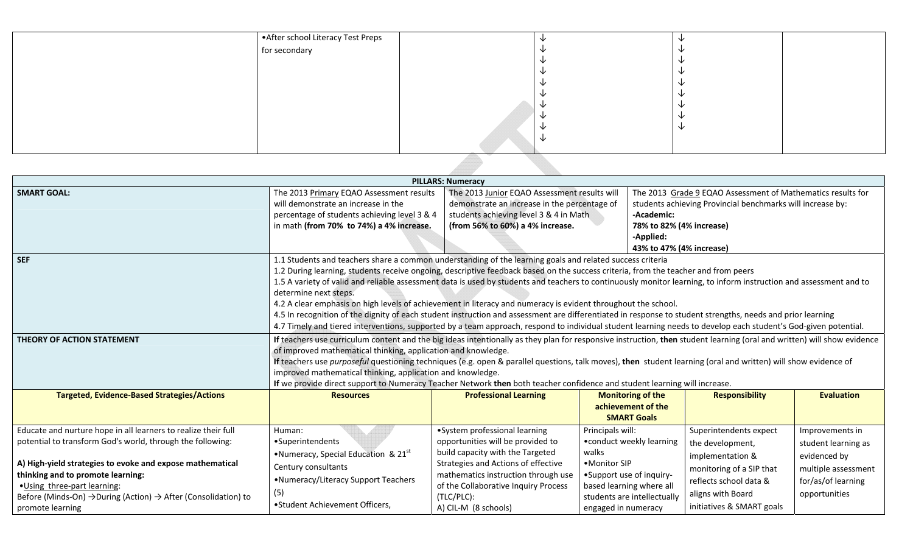| | | | | | |
|---|---|---|---|---|---|
| | •After school Literacy Test Preps for secondary | | ↓ ↓ ↓ ↓ ↓ ↓ ↓ ↓ ↓ ↓ | ↓ ↓ ↓ ↓ ↓ ↓ ↓ ↓ ↓ | |

| PILLARS: Numeracy | | | | | |
|---|---|---|---|---|---|
| **SMART GOAL:** | The 2013 Primary EQAO Assessment results will demonstrate an increase in the percentage of students achieving level 3 & 4 in math **(from 70% to 74%) a 4% increase.** | The 2013 Junior EQAO Assessment results will demonstrate an increase in the percentage of students achieving level 3 & 4 in Math **(from 56% to 60%) a 4% increase.** | The 2013 Grade 9 EQAO Assessment of Mathematics results for students achieving Provincial benchmarks will increase by: **-Academic: 78% to 82% (4% increase) -Applied: 43% to 47% (4% increase)** | | |
| **SEF** | 1.1 Students and teachers share a common understanding of the learning goals and related success criteria<br>1.2 During learning, students receive ongoing, descriptive feedback based on the success criteria, from the teacher and from peers<br>1.5 A variety of valid and reliable assessment data is used by students and teachers to continuously monitor learning, to inform instruction and assessment and to determine next steps.<br>4.2 A clear emphasis on high levels of achievement in literacy and numeracy is evident throughout the school.<br>4.5 In recognition of the dignity of each student instruction and assessment are differentiated in response to student strengths, needs and prior learning<br>4.7 Timely and tiered interventions, supported by a team approach, respond to individual student learning needs to develop each student's God-given potential. | | | | |
| **THEORY OF ACTION STATEMENT** | **If** teachers use curriculum content and the big ideas intentionally as they plan for responsive instruction, **then** student learning (oral and written) will show evidence of improved mathematical thinking, application and knowledge.<br>**If** teachers use *purposeful* questioning techniques (e.g. open & parallel questions, talk moves), **then** student learning (oral and written) will show evidence of improved mathematical thinking, application and knowledge.<br>**If** we provide direct support to Numeracy Teacher Network **then** both teacher confidence and student learning will increase. | | | | |
| **Targeted, Evidence-Based Strategies/Actions** | **Resources** | **Professional Learning** | **Monitoring of the achievement of the SMART Goals** | **Responsibility** | **Evaluation** |
| Educate and nurture hope in all learners to realize their full potential to transform God's world, through the following:<br><br>**A) High-yield strategies to evoke and expose mathematical thinking and to promote learning:**<br>•Using three-part learning:<br>Before (Minds-On) →During (Action) → After (Consolidation) to promote learning | Human:<br>•Superintendents<br>•Numeracy, Special Education & 21st Century consultants<br>•Numeracy/Literacy Support Teachers (5)<br>•Student Achievement Officers, | •System professional learning opportunities will be provided to build capacity with the Targeted Strategies and Actions of effective mathematics instruction through use of the Collaborative Inquiry Process (TLC/PLC):<br>A) CIL-M (8 schools) | Principals will:<br>•conduct weekly learning walks<br>•Monitor SIP<br>•Support use of inquiry-based learning where all students are intellectually engaged in numeracy | Superintendents expect the development, implementation & monitoring of a SIP that reflects school data & aligns with Board initiatives & SMART goals | Improvements in student learning as evidenced by multiple assessment for/as/of learning opportunities |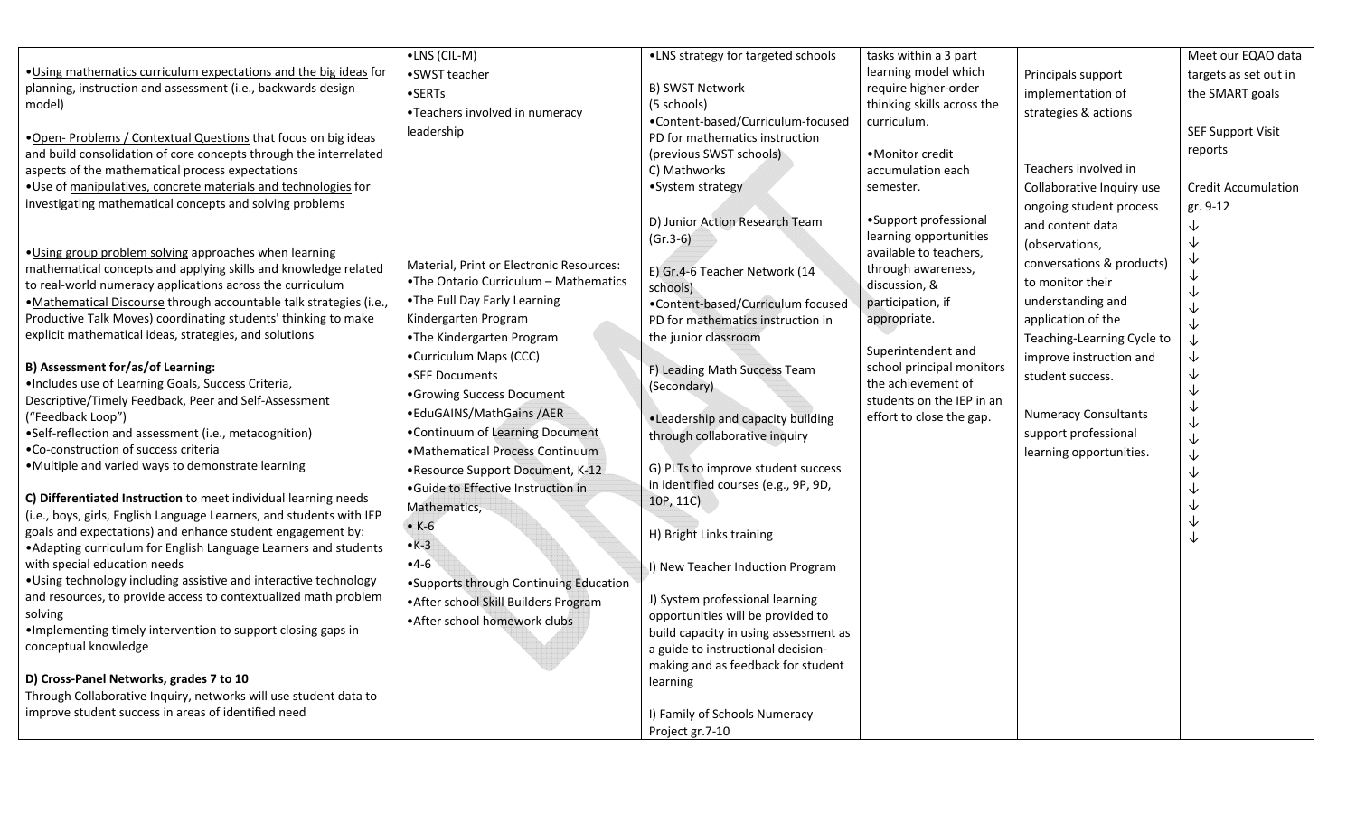| | | | | | |
|---|---|---|---|---|---|
| •Using mathematics curriculum expectations and the big ideas for planning, instruction and assessment (i.e., backwards design model)<br><br>•Open- Problems / Contextual Questions that focus on big ideas and build consolidation of core concepts through the interrelated aspects of the mathematical process expectations<br>•Use of manipulatives, concrete materials and technologies for investigating mathematical concepts and solving problems<br><br>•Using group problem solving approaches when learning mathematical concepts and applying skills and knowledge related to real-world numeracy applications across the curriculum<br>•Mathematical Discourse through accountable talk strategies (i.e., Productive Talk Moves) coordinating students' thinking to make explicit mathematical ideas, strategies, and solutions<br><br>**B) Assessment for/as/of Learning:**<br>•Includes use of Learning Goals, Success Criteria, Descriptive/Timely Feedback, Peer and Self-Assessment ("Feedback Loop")<br>•Self-reflection and assessment (i.e., metacognition)<br>•Co-construction of success criteria<br>•Multiple and varied ways to demonstrate learning<br><br>**C) Differentiated Instruction** to meet individual learning needs (i.e., boys, girls, English Language Learners, and students with IEP goals and expectations) and enhance student engagement by:<br>•Adapting curriculum for English Language Learners and students with special education needs<br>•Using technology including assistive and interactive technology and resources, to provide access to contextualized math problem solving<br>•Implementing timely intervention to support closing gaps in conceptual knowledge<br><br>**D) Cross-Panel Networks, grades 7 to 10**<br>Through Collaborative Inquiry, networks will use student data to improve student success in areas of identified need | •LNS (CIL-M)<br>•SWST teacher<br>•SERTs<br>•Teachers involved in numeracy leadership<br><br>Material, Print or Electronic Resources:<br>•The Ontario Curriculum – Mathematics<br>•The Full Day Early Learning Kindergarten Program<br>•The Kindergarten Program<br>•Curriculum Maps (CCC)<br>•SEF Documents<br>•Growing Success Document<br>•EduGAINS/MathGains /AER<br>•Continuum of Learning Document<br>•Mathematical Process Continuum<br>•Resource Support Document, K-12<br>•Guide to Effective Instruction in Mathematics,<br>• K-6<br>•K-3<br>•4-6<br>•Supports through Continuing Education<br>•After school Skill Builders Program<br>•After school homework clubs | •LNS strategy for targeted schools<br><br>B) SWST Network (5 schools)<br>•Content-based/Curriculum-focused PD for mathematics instruction (previous SWST schools)<br>C) Mathworks<br>•System strategy<br><br>D) Junior Action Research Team (Gr.3-6)<br><br>E) Gr.4-6 Teacher Network (14 schools)<br>•Content-based/Curriculum focused PD for mathematics instruction in the junior classroom<br><br>F) Leading Math Success Team (Secondary)<br><br>•Leadership and capacity building through collaborative inquiry<br><br>G) PLTs to improve student success in identified courses (e.g., 9P, 9D, 10P, 11C)<br><br>H) Bright Links training<br><br>I) New Teacher Induction Program<br><br>J) System professional learning opportunities will be provided to build capacity in using assessment as a guide to instructional decision-making and as feedback for student learning<br><br>I) Family of Schools Numeracy Project gr.7-10 | tasks within a 3 part learning model which require higher-order thinking skills across the curriculum.<br><br>•Monitor credit accumulation each semester.<br><br>•Support professional learning opportunities available to teachers, through awareness, discussion, & participation, if appropriate.<br><br>Superintendent and school principal monitors the achievement of students on the IEP in an effort to close the gap. | Principals support implementation of strategies & actions<br><br>Teachers involved in Collaborative Inquiry use ongoing student process and content data (observations, conversations & products) to monitor their understanding and application of the Teaching-Learning Cycle to improve instruction and student success.<br><br>Numeracy Consultants support professional learning opportunities. | Meet our EQAO data targets as set out in the SMART goals<br><br>SEF Support Visit reports<br><br>Credit Accumulation gr. 9-12<br>↓<br>↓<br>↓<br>↓<br>↓<br>↓<br>↓<br>↓<br>↓<br>↓<br>↓<br>↓<br>↓<br>↓<br>↓<br>↓<br>↓<br>↓ |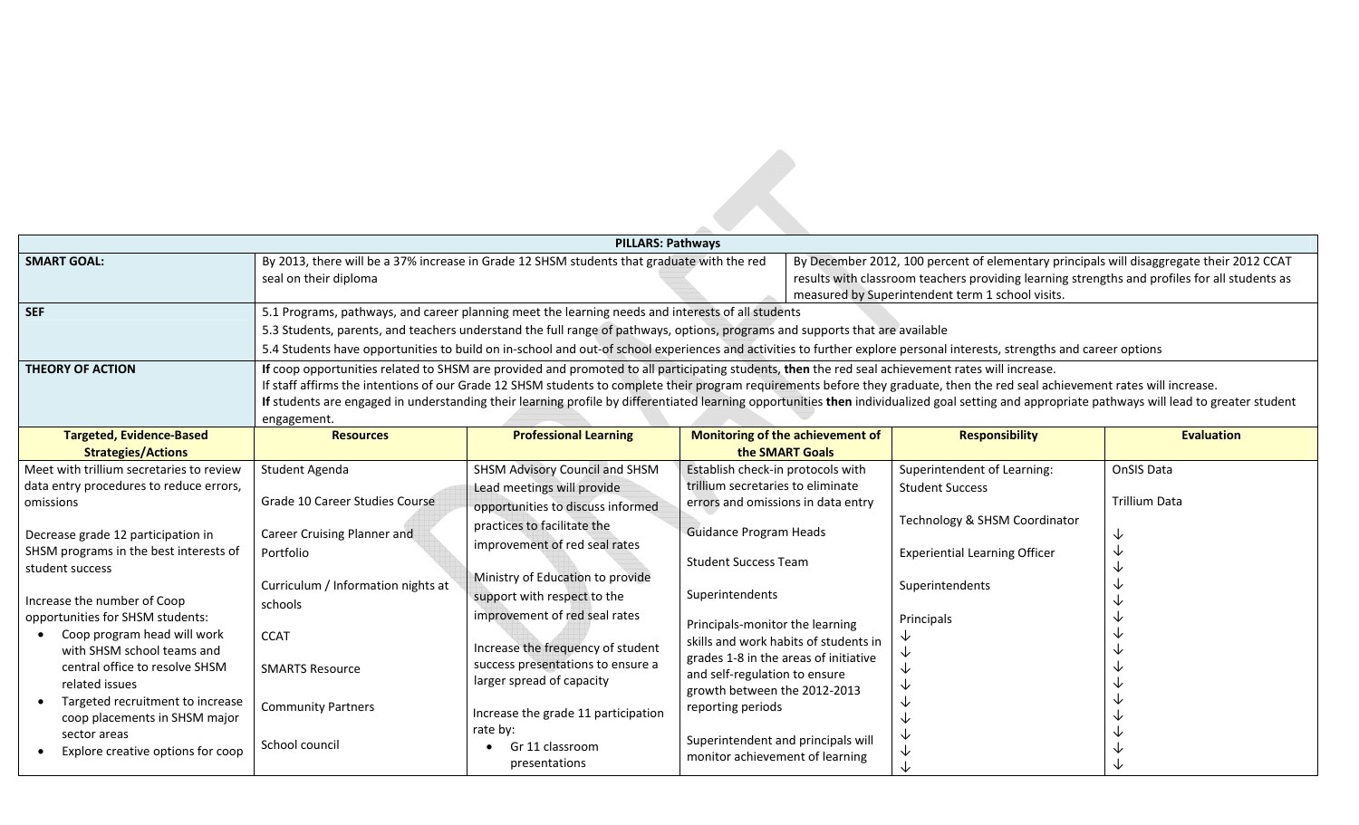| PILLARS: Pathways | | | | | |
|---|---|---|---|---|---|
| **SMART GOAL:** | By 2013, there will be a 37% increase in Grade 12 SHSM students that graduate with the red seal on their diploma | | By December 2012, 100 percent of elementary principals will disaggregate their 2012 CCAT results with classroom teachers providing learning strengths and profiles for all students as measured by Superintendent term 1 school visits. | | |
| **SEF** | 5.1 Programs, pathways, and career planning meet the learning needs and interests of all students<br>5.3 Students, parents, and teachers understand the full range of pathways, options, programs and supports that are available<br>5.4 Students have opportunities to build on in-school and out-of school experiences and activities to further explore personal interests, strengths and career options | | | | |
| **THEORY OF ACTION** | **If** coop opportunities related to SHSM are provided and promoted to all participating students, **then** the red seal achievement rates will increase.<br>If staff affirms the intentions of our Grade 12 SHSM students to complete their program requirements before they graduate, then the red seal achievement rates will increase.<br>**If** students are engaged in understanding their learning profile by differentiated learning opportunities **then** individualized goal setting and appropriate pathways will lead to greater student engagement. | | | | |
| **Targeted, Evidence-Based Strategies/Actions** | **Resources** | **Professional Learning** | **Monitoring of the achievement of the SMART Goals** | **Responsibility** | **Evaluation** |
| Meet with trillium secretaries to review data entry procedures to reduce errors, omissions<br><br>Decrease grade 12 participation in SHSM programs in the best interests of student success<br><br>Increase the number of Coop opportunities for SHSM students:<br>• Coop program head will work with SHSM school teams and central office to resolve SHSM related issues<br>• Targeted recruitment to increase coop placements in SHSM major sector areas<br>• Explore creative options for coop | Student Agenda<br><br>Grade 10 Career Studies Course<br><br>Career Cruising Planner and Portfolio<br><br>Curriculum / Information nights at schools<br><br>CCAT<br><br>SMARTS Resource<br><br>Community Partners<br><br>School council | SHSM Advisory Council and SHSM Lead meetings will provide opportunities to discuss informed practices to facilitate the improvement of red seal rates<br><br>Ministry of Education to provide support with respect to the improvement of red seal rates<br><br>Increase the frequency of student success presentations to ensure a larger spread of capacity<br><br>Increase the grade 11 participation rate by:<br>• Gr 11 classroom presentations | Establish check-in protocols with trillium secretaries to eliminate errors and omissions in data entry<br><br>Guidance Program Heads<br><br>Student Success Team<br><br>Superintendents<br><br>Principals-monitor the learning skills and work habits of students in grades 1-8 in the areas of initiative and self-regulation to ensure growth between the 2012-2013 reporting periods<br><br>Superintendent and principals will monitor achievement of learning | Superintendent of Learning: Student Success<br><br>Technology & SHSM Coordinator<br><br>Experiential Learning Officer<br><br>Superintendents<br><br>Principals<br>↓<br>↓<br>↓<br>↓<br>↓<br>↓<br>↓<br>↓<br>↓ | OnSIS Data<br><br>Trillium Data<br><br>↓<br>↓<br>↓<br>↓<br>↓<br>↓<br>↓<br>↓<br>↓<br>↓<br>↓<br>↓<br>↓<br>↓ |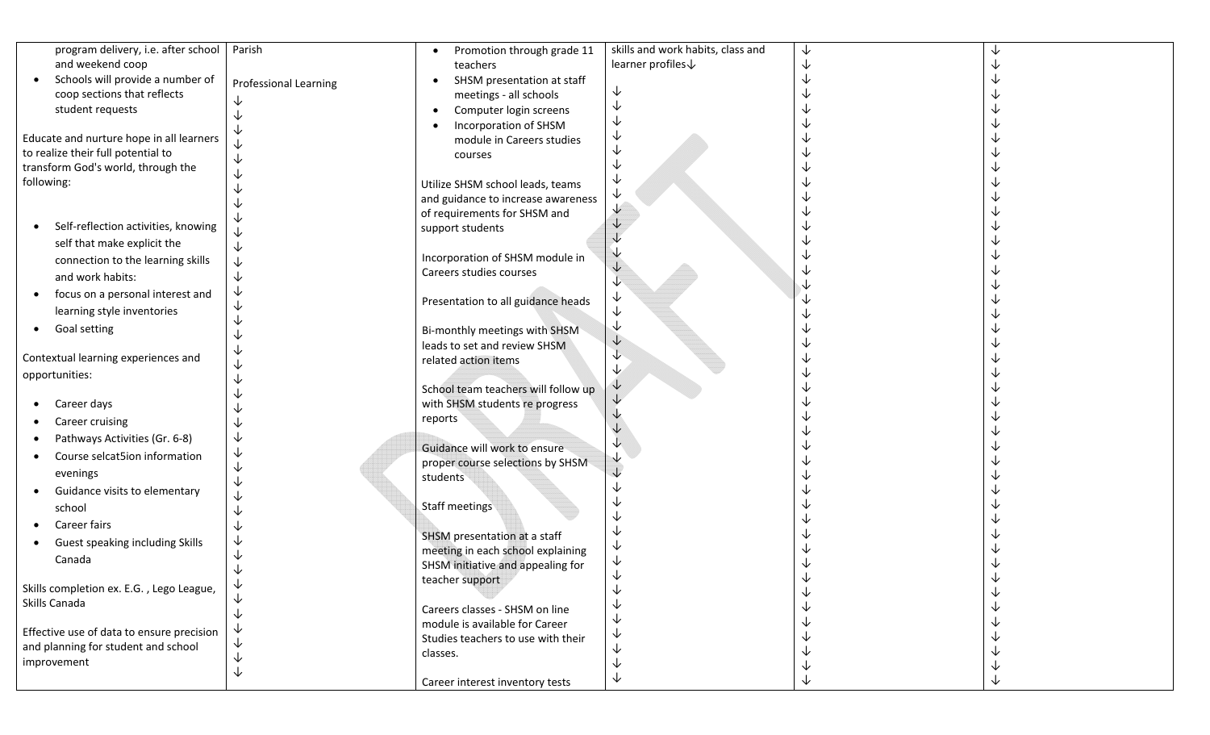| | | | | | |
|---|---|---|---|---|---|
| program delivery, i.e. after school and weekend coop<br>• Schools will provide a number of coop sections that reflects student requests<br><br>Educate and nurture hope in all learners to realize their full potential to transform God's world, through the following:<br><br>• Self-reflection activities, knowing self that make explicit the connection to the learning skills and work habits:<br>• focus on a personal interest and learning style inventories<br>• Goal setting<br><br>Contextual learning experiences and opportunities:<br><br>• Career days<br>• Career cruising<br>• Pathways Activities (Gr. 6-8)<br>• Course selcat5ion information evenings<br>• Guidance visits to elementary school<br>• Career fairs<br>• Guest speaking including Skills Canada<br><br>Skills completion ex. E.G. , Lego League, Skills Canada<br><br>Effective use of data to ensure precision and planning for student and school improvement | Parish<br><br>Professional Learning | • Promotion through grade 11 teachers<br>• SHSM presentation at staff meetings - all schools<br>• Computer login screens<br>• Incorporation of SHSM module in Careers studies courses<br><br>Utilize SHSM school leads, teams and guidance to increase awareness of requirements for SHSM and support students<br><br>Incorporation of SHSM module in Careers studies courses<br><br>Presentation to all guidance heads<br><br>Bi-monthly meetings with SHSM leads to set and review SHSM related action items<br><br>School team teachers will follow up with SHSM students re progress reports<br><br>Guidance will work to ensure proper course selections by SHSM students<br><br>Staff meetings<br><br>SHSM presentation at a staff meeting in each school explaining SHSM initiative and appealing for teacher support<br><br>Careers classes - SHSM on line module is available for Career Studies teachers to use with their classes.<br><br>Career interest inventory tests | skills and work habits, class and learner profiles | | |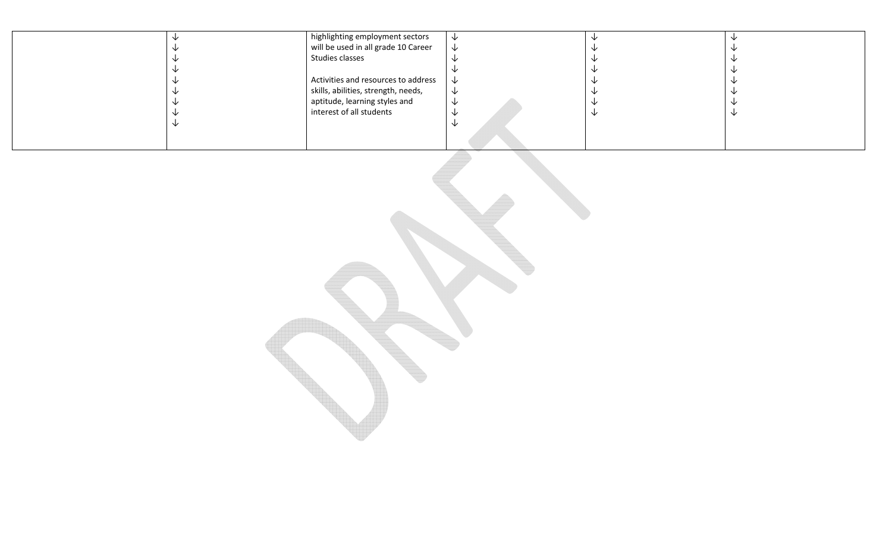| | | | | | |
|---|---|---|---|---|---|
| | ↓<br>↓<br>↓<br>↓<br>↓<br>↓<br>↓<br>↓<br>↓ | highlighting employment sectors will be used in all grade 10 Career Studies classes<br><br>Activities and resources to address skills, abilities, strength, needs, aptitude, learning styles and interest of all students | ↓<br>↓<br>↓<br>↓<br>↓<br>↓<br>↓<br>↓<br>↓ | ↓<br>↓<br>↓<br>↓<br>↓<br>↓<br>↓<br>↓ | ↓<br>↓<br>↓<br>↓<br>↓<br>↓<br>↓<br>↓ |